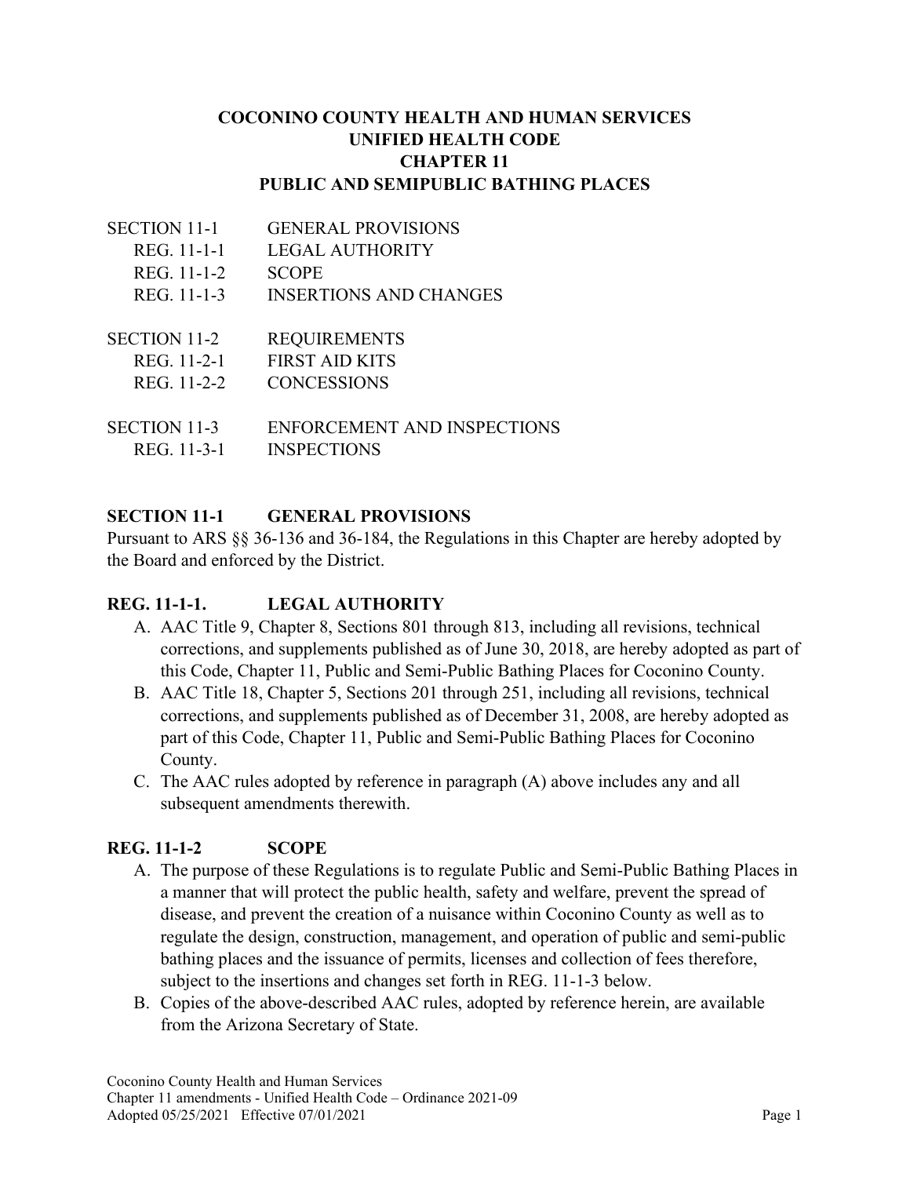# COCONINO COUNTY HEALTH AND HUMAN SERVICES
# UNIFIED HEALTH CODE
# CHAPTER 11
# PUBLIC AND SEMIPUBLIC BATHING PLACES

| | |
|---|---|
| SECTION 11-1 | GENERAL PROVISIONS |
| REG. 11-1-1 | LEGAL AUTHORITY |
| REG. 11-1-2 | SCOPE |
| REG. 11-1-3 | INSERTIONS AND CHANGES |
| SECTION 11-2 | REQUIREMENTS |
| REG. 11-2-1 | FIRST AID KITS |
| REG. 11-2-2 | CONCESSIONS |
| SECTION 11-3 | ENFORCEMENT AND INSPECTIONS |
| REG. 11-3-1 | INSPECTIONS |

## SECTION 11-1 GENERAL PROVISIONS

Pursuant to ARS §§ 36-136 and 36-184, the Regulations in this Chapter are hereby adopted by the Board and enforced by the District.

### REG. 11-1-1. LEGAL AUTHORITY

A. AAC Title 9, Chapter 8, Sections 801 through 813, including all revisions, technical corrections, and supplements published as of June 30, 2018, are hereby adopted as part of this Code, Chapter 11, Public and Semi-Public Bathing Places for Coconino County.

B. AAC Title 18, Chapter 5, Sections 201 through 251, including all revisions, technical corrections, and supplements published as of December 31, 2008, are hereby adopted as part of this Code, Chapter 11, Public and Semi-Public Bathing Places for Coconino County.

C. The AAC rules adopted by reference in paragraph (A) above includes any and all subsequent amendments therewith.

### REG. 11-1-2 SCOPE

A. The purpose of these Regulations is to regulate Public and Semi-Public Bathing Places in a manner that will protect the public health, safety and welfare, prevent the spread of disease, and prevent the creation of a nuisance within Coconino County as well as to regulate the design, construction, management, and operation of public and semi-public bathing places and the issuance of permits, licenses and collection of fees therefore, subject to the insertions and changes set forth in REG. 11-1-3 below.

B. Copies of the above-described AAC rules, adopted by reference herein, are available from the Arizona Secretary of State.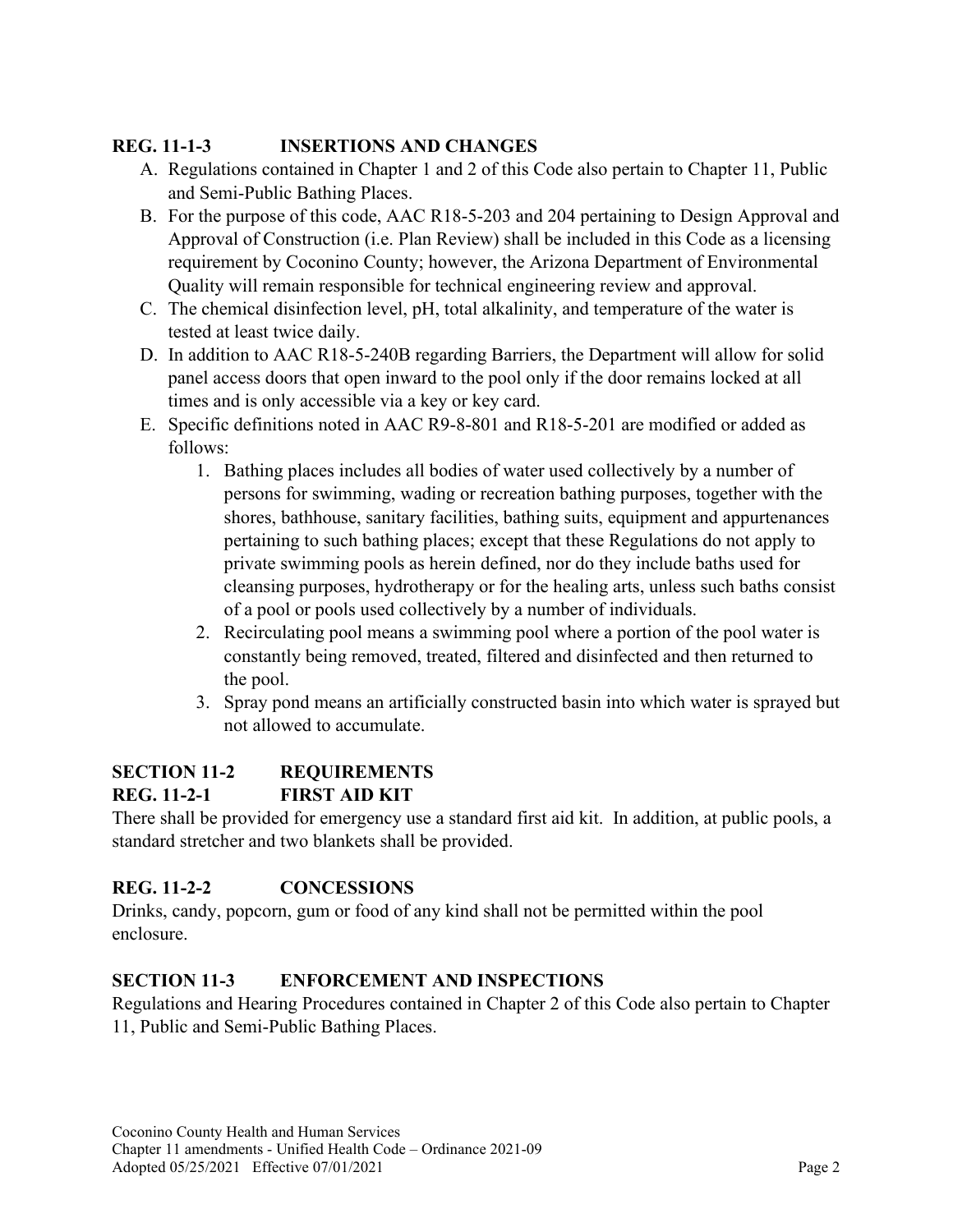### REG. 11-1-3 INSERTIONS AND CHANGES

A. Regulations contained in Chapter 1 and 2 of this Code also pertain to Chapter 11, Public and Semi-Public Bathing Places.
B. For the purpose of this code, AAC R18-5-203 and 204 pertaining to Design Approval and Approval of Construction (i.e. Plan Review) shall be included in this Code as a licensing requirement by Coconino County; however, the Arizona Department of Environmental Quality will remain responsible for technical engineering review and approval.
C. The chemical disinfection level, pH, total alkalinity, and temperature of the water is tested at least twice daily.
D. In addition to AAC R18-5-240B regarding Barriers, the Department will allow for solid panel access doors that open inward to the pool only if the door remains locked at all times and is only accessible via a key or key card.
E. Specific definitions noted in AAC R9-8-801 and R18-5-201 are modified or added as follows:
    1. Bathing places includes all bodies of water used collectively by a number of persons for swimming, wading or recreation bathing purposes, together with the shores, bathhouse, sanitary facilities, bathing suits, equipment and appurtenances pertaining to such bathing places; except that these Regulations do not apply to private swimming pools as herein defined, nor do they include baths used for cleansing purposes, hydrotherapy or for the healing arts, unless such baths consist of a pool or pools used collectively by a number of individuals.
    2. Recirculating pool means a swimming pool where a portion of the pool water is constantly being removed, treated, filtered and disinfected and then returned to the pool.
    3. Spray pond means an artificially constructed basin into which water is sprayed but not allowed to accumulate.

## SECTION 11-2 REQUIREMENTS

### REG. 11-2-1 FIRST AID KIT

There shall be provided for emergency use a standard first aid kit. In addition, at public pools, a standard stretcher and two blankets shall be provided.

### REG. 11-2-2 CONCESSIONS

Drinks, candy, popcorn, gum or food of any kind shall not be permitted within the pool enclosure.

## SECTION 11-3 ENFORCEMENT AND INSPECTIONS

Regulations and Hearing Procedures contained in Chapter 2 of this Code also pertain to Chapter 11, Public and Semi-Public Bathing Places.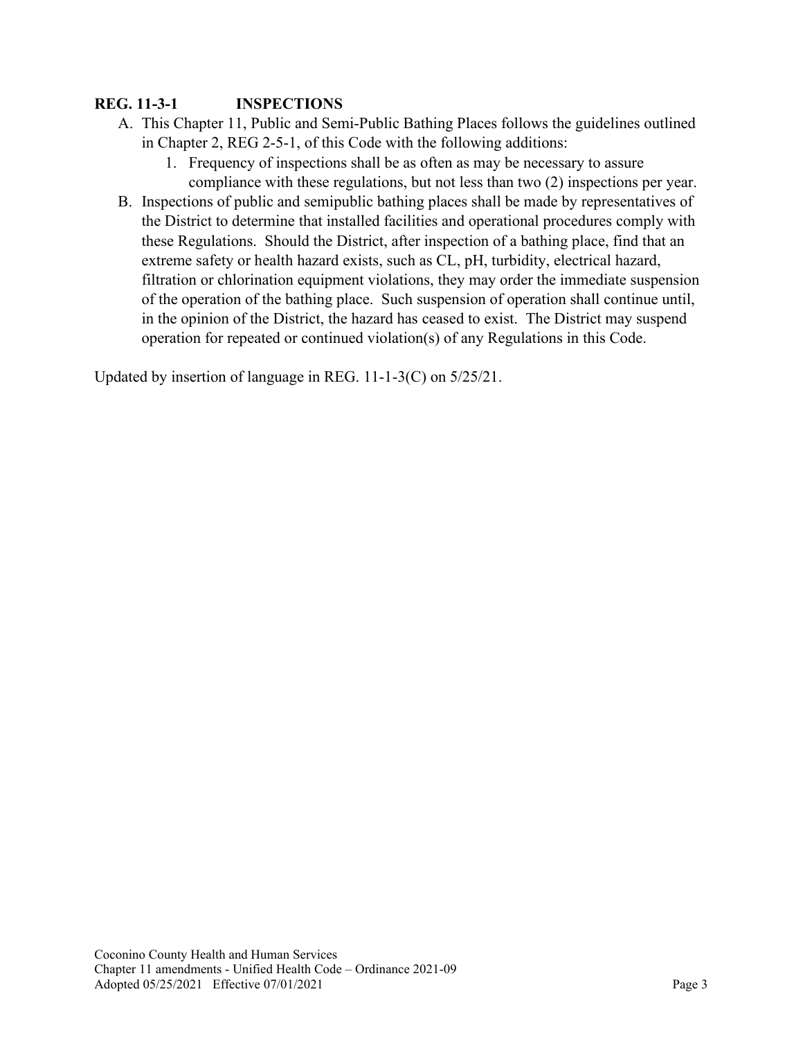**REG. 11-3-1 INSPECTIONS**

A. This Chapter 11, Public and Semi-Public Bathing Places follows the guidelines outlined in Chapter 2, REG 2-5-1, of this Code with the following additions:

   1. Frequency of inspections shall be as often as may be necessary to assure compliance with these regulations, but not less than two (2) inspections per year.

B. Inspections of public and semipublic bathing places shall be made by representatives of the District to determine that installed facilities and operational procedures comply with these Regulations. Should the District, after inspection of a bathing place, find that an extreme safety or health hazard exists, such as CL, pH, turbidity, electrical hazard, filtration or chlorination equipment violations, they may order the immediate suspension of the operation of the bathing place. Such suspension of operation shall continue until, in the opinion of the District, the hazard has ceased to exist. The District may suspend operation for repeated or continued violation(s) of any Regulations in this Code.

Updated by insertion of language in REG. 11-1-3(C) on 5/25/21.